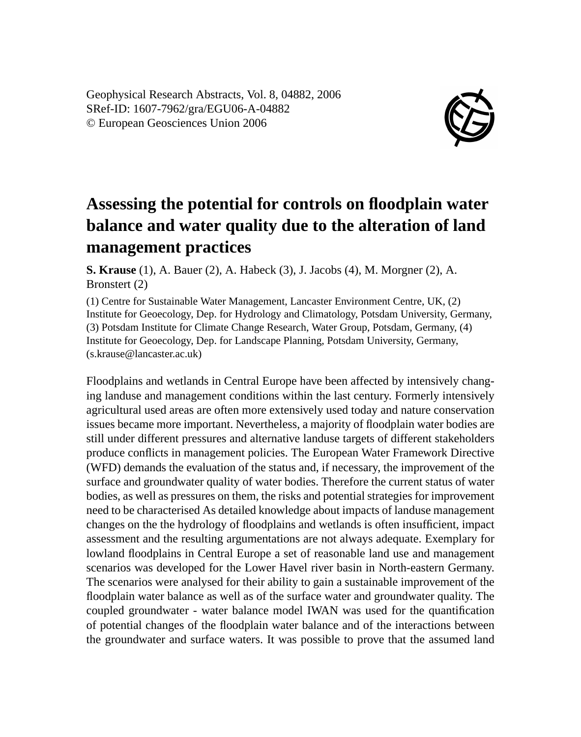Geophysical Research Abstracts, Vol. 8, 04882, 2006
SRef-ID: 1607-7962/gra/EGU06-A-04882
© European Geosciences Union 2006

# Assessing the potential for controls on floodplain water balance and water quality due to the alteration of land management practices

**S. Krause** (1), A. Bauer (2), A. Habeck (3), J. Jacobs (4), M. Morgner (2), A. Bronstert (2)

(1) Centre for Sustainable Water Management, Lancaster Environment Centre, UK, (2) Institute for Geoecology, Dep. for Hydrology and Climatology, Potsdam University, Germany, (3) Potsdam Institute for Climate Change Research, Water Group, Potsdam, Germany, (4) Institute for Geoecology, Dep. for Landscape Planning, Potsdam University, Germany, (s.krause@lancaster.ac.uk)

Floodplains and wetlands in Central Europe have been affected by intensively changing landuse and management conditions within the last century. Formerly intensively agricultural used areas are often more extensively used today and nature conservation issues became more important. Nevertheless, a majority of floodplain water bodies are still under different pressures and alternative landuse targets of different stakeholders produce conflicts in management policies. The European Water Framework Directive (WFD) demands the evaluation of the status and, if necessary, the improvement of the surface and groundwater quality of water bodies. Therefore the current status of water bodies, as well as pressures on them, the risks and potential strategies for improvement need to be characterised As detailed knowledge about impacts of landuse management changes on the the hydrology of floodplains and wetlands is often insufficient, impact assessment and the resulting argumentations are not always adequate. Exemplary for lowland floodplains in Central Europe a set of reasonable land use and management scenarios was developed for the Lower Havel river basin in North-eastern Germany. The scenarios were analysed for their ability to gain a sustainable improvement of the floodplain water balance as well as of the surface water and groundwater quality. The coupled groundwater - water balance model IWAN was used for the quantification of potential changes of the floodplain water balance and of the interactions between the groundwater and surface waters. It was possible to prove that the assumed land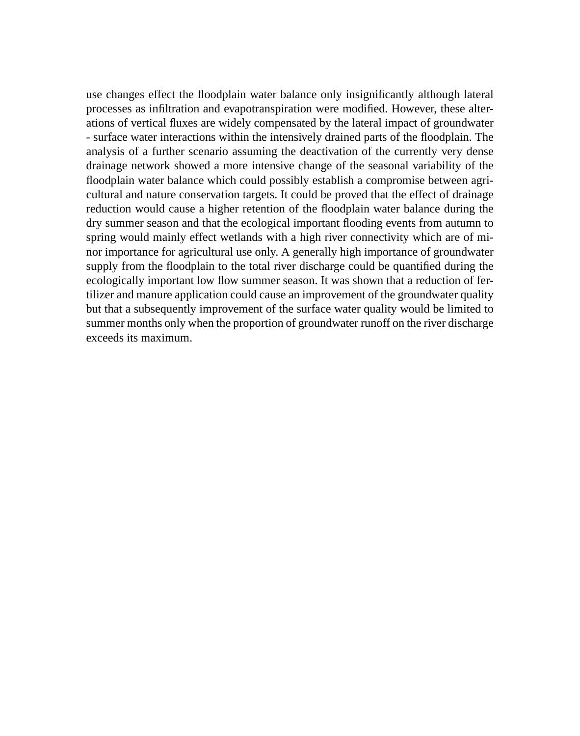use changes effect the floodplain water balance only insignificantly although lateral processes as infiltration and evapotranspiration were modified. However, these alterations of vertical fluxes are widely compensated by the lateral impact of groundwater - surface water interactions within the intensively drained parts of the floodplain. The analysis of a further scenario assuming the deactivation of the currently very dense drainage network showed a more intensive change of the seasonal variability of the floodplain water balance which could possibly establish a compromise between agricultural and nature conservation targets. It could be proved that the effect of drainage reduction would cause a higher retention of the floodplain water balance during the dry summer season and that the ecological important flooding events from autumn to spring would mainly effect wetlands with a high river connectivity which are of minor importance for agricultural use only. A generally high importance of groundwater supply from the floodplain to the total river discharge could be quantified during the ecologically important low flow summer season. It was shown that a reduction of fertilizer and manure application could cause an improvement of the groundwater quality but that a subsequently improvement of the surface water quality would be limited to summer months only when the proportion of groundwater runoff on the river discharge exceeds its maximum.